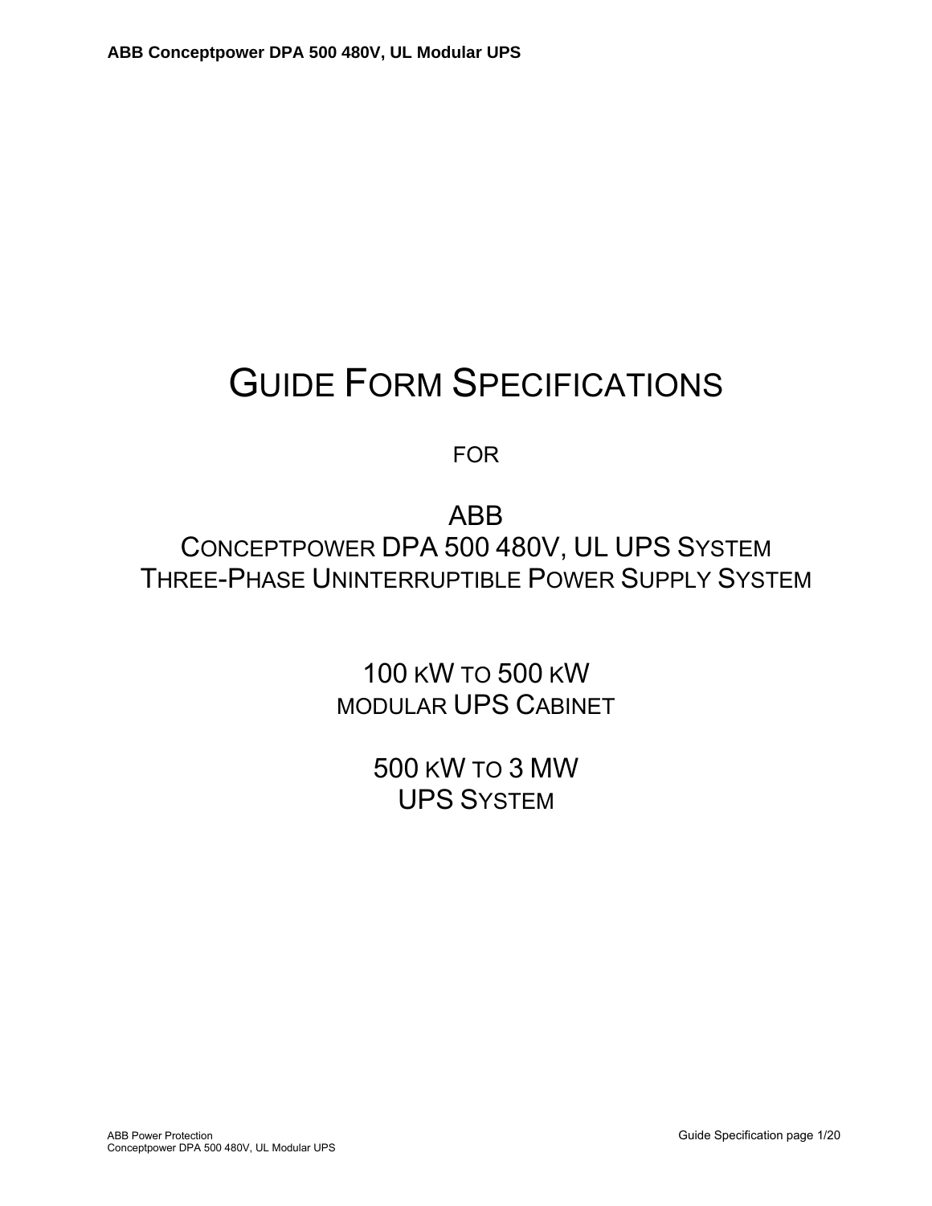# GUIDE FORM SPECIFICATIONS

FOR

## ABB
## CONCEPTPOWER DPA 500 480V, UL UPS SYSTEM
## THREE-PHASE UNINTERRUPTIBLE POWER SUPPLY SYSTEM

100 KW TO 500 KW
MODULAR UPS CABINET

500 KW TO 3 MW
UPS SYSTEM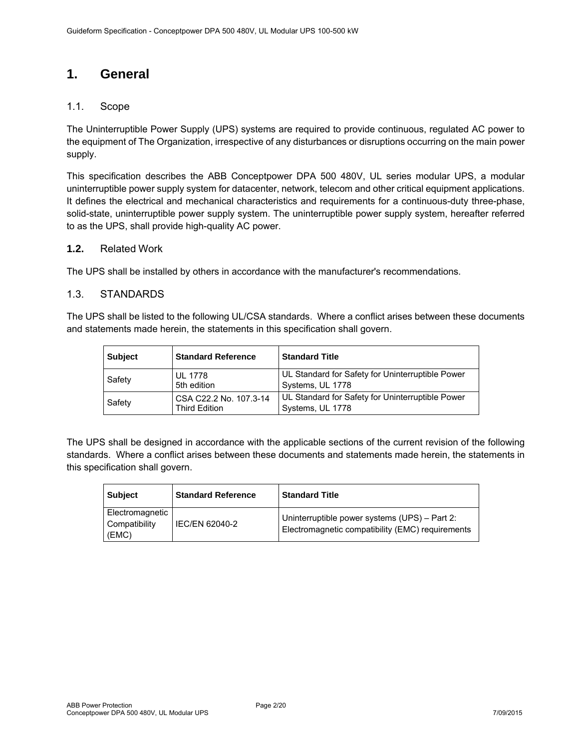# 1. General

## 1.1. Scope

The Uninterruptible Power Supply (UPS) systems are required to provide continuous, regulated AC power to the equipment of The Organization, irrespective of any disturbances or disruptions occurring on the main power supply.

This specification describes the ABB Conceptpower DPA 500 480V, UL series modular UPS, a modular uninterruptible power supply system for datacenter, network, telecom and other critical equipment applications. It defines the electrical and mechanical characteristics and requirements for a continuous-duty three-phase, solid-state, uninterruptible power supply system. The uninterruptible power supply system, hereafter referred to as the UPS, shall provide high-quality AC power.

## **1.2.** Related Work

The UPS shall be installed by others in accordance with the manufacturer's recommendations.

## 1.3. STANDARDS

The UPS shall be listed to the following UL/CSA standards. Where a conflict arises between these documents and statements made herein, the statements in this specification shall govern.

| Subject | Standard Reference | Standard Title |
|---|---|---|
| Safety | UL 1778<br>5th edition | UL Standard for Safety for Uninterruptible Power Systems, UL 1778 |
| Safety | CSA C22.2 No. 107.3-14<br>Third Edition | UL Standard for Safety for Uninterruptible Power Systems, UL 1778 |

The UPS shall be designed in accordance with the applicable sections of the current revision of the following standards. Where a conflict arises between these documents and statements made herein, the statements in this specification shall govern.

| Subject | Standard Reference | Standard Title |
|---|---|---|
| Electromagnetic Compatibility (EMC) | IEC/EN 62040-2 | Uninterruptible power systems (UPS) – Part 2: Electromagnetic compatibility (EMC) requirements |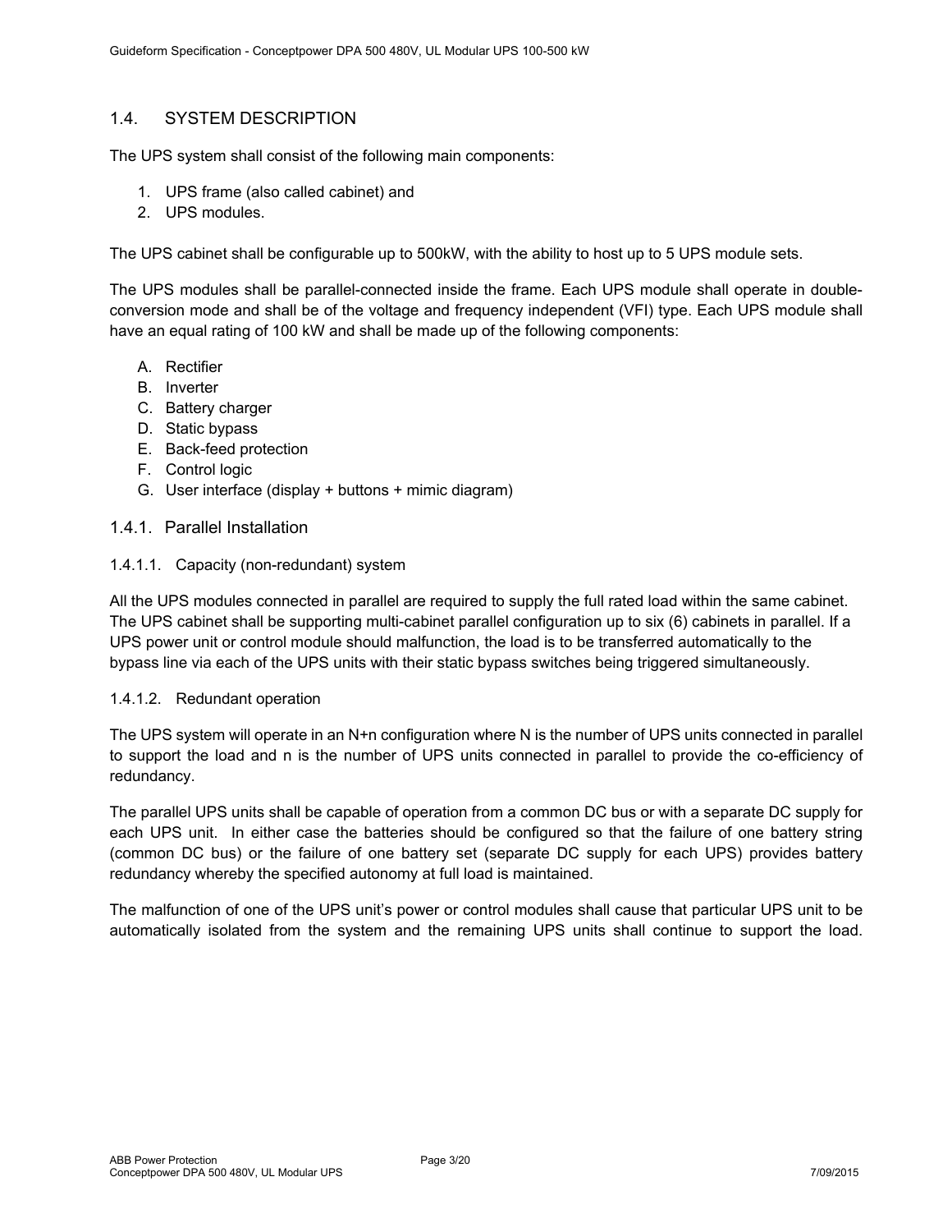## 1.4. SYSTEM DESCRIPTION

The UPS system shall consist of the following main components:

1. UPS frame (also called cabinet) and
2. UPS modules.

The UPS cabinet shall be configurable up to 500kW, with the ability to host up to 5 UPS module sets.

The UPS modules shall be parallel-connected inside the frame. Each UPS module shall operate in double-conversion mode and shall be of the voltage and frequency independent (VFI) type. Each UPS module shall have an equal rating of 100 kW and shall be made up of the following components:

A. Rectifier
B. Inverter
C. Battery charger
D. Static bypass
E. Back-feed protection
F. Control logic
G. User interface (display + buttons + mimic diagram)

### 1.4.1. Parallel Installation

#### 1.4.1.1. Capacity (non-redundant) system

All the UPS modules connected in parallel are required to supply the full rated load within the same cabinet. The UPS cabinet shall be supporting multi-cabinet parallel configuration up to six (6) cabinets in parallel. If a UPS power unit or control module should malfunction, the load is to be transferred automatically to the bypass line via each of the UPS units with their static bypass switches being triggered simultaneously.

#### 1.4.1.2. Redundant operation

The UPS system will operate in an N+n configuration where N is the number of UPS units connected in parallel to support the load and n is the number of UPS units connected in parallel to provide the co-efficiency of redundancy.

The parallel UPS units shall be capable of operation from a common DC bus or with a separate DC supply for each UPS unit. In either case the batteries should be configured so that the failure of one battery string (common DC bus) or the failure of one battery set (separate DC supply for each UPS) provides battery redundancy whereby the specified autonomy at full load is maintained.

The malfunction of one of the UPS unit's power or control modules shall cause that particular UPS unit to be automatically isolated from the system and the remaining UPS units shall continue to support the load.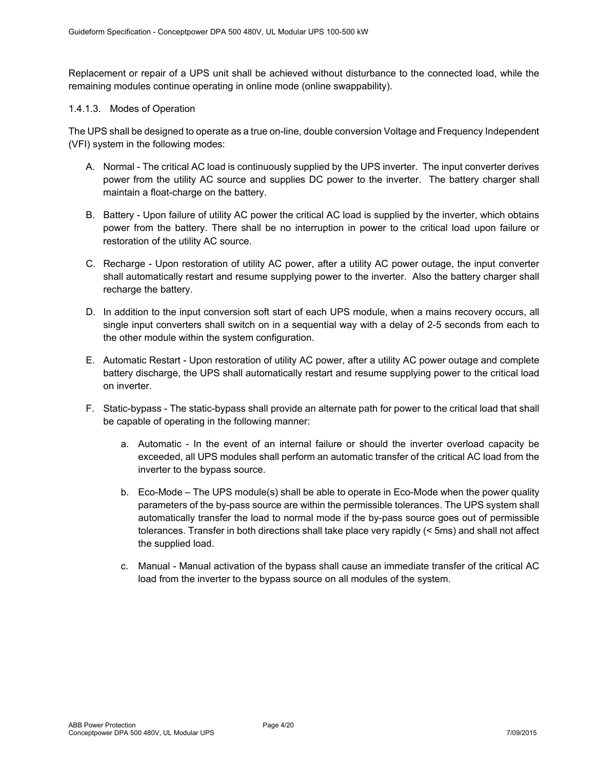Replacement or repair of a UPS unit shall be achieved without disturbance to the connected load, while the remaining modules continue operating in online mode (online swappability).

#### 1.4.1.3. Modes of Operation

The UPS shall be designed to operate as a true on-line, double conversion Voltage and Frequency Independent (VFI) system in the following modes:

A. Normal - The critical AC load is continuously supplied by the UPS inverter. The input converter derives power from the utility AC source and supplies DC power to the inverter. The battery charger shall maintain a float-charge on the battery.

B. Battery - Upon failure of utility AC power the critical AC load is supplied by the inverter, which obtains power from the battery. There shall be no interruption in power to the critical load upon failure or restoration of the utility AC source.

C. Recharge - Upon restoration of utility AC power, after a utility AC power outage, the input converter shall automatically restart and resume supplying power to the inverter. Also the battery charger shall recharge the battery.

D. In addition to the input conversion soft start of each UPS module, when a mains recovery occurs, all single input converters shall switch on in a sequential way with a delay of 2-5 seconds from each to the other module within the system configuration.

E. Automatic Restart - Upon restoration of utility AC power, after a utility AC power outage and complete battery discharge, the UPS shall automatically restart and resume supplying power to the critical load on inverter.

F. Static-bypass - The static-bypass shall provide an alternate path for power to the critical load that shall be capable of operating in the following manner:

   a. Automatic - In the event of an internal failure or should the inverter overload capacity be exceeded, all UPS modules shall perform an automatic transfer of the critical AC load from the inverter to the bypass source.

   b. Eco-Mode – The UPS module(s) shall be able to operate in Eco-Mode when the power quality parameters of the by-pass source are within the permissible tolerances. The UPS system shall automatically transfer the load to normal mode if the by-pass source goes out of permissible tolerances. Transfer in both directions shall take place very rapidly (< 5ms) and shall not affect the supplied load.

   c. Manual - Manual activation of the bypass shall cause an immediate transfer of the critical AC load from the inverter to the bypass source on all modules of the system.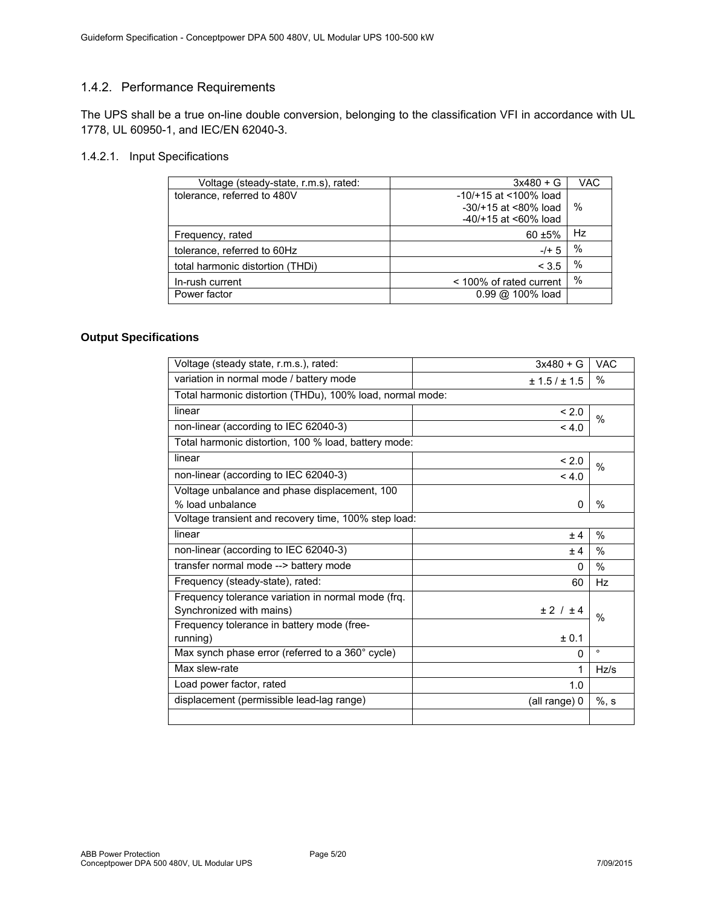### 1.4.2. Performance Requirements

The UPS shall be a true on-line double conversion, belonging to the classification VFI in accordance with UL 1778, UL 60950-1, and IEC/EN 62040-3.

#### 1.4.2.1. Input Specifications

| Voltage (steady-state, r.m.s), rated: | 3x480 + G | VAC |
|---|---|---|
| tolerance, referred to 480V | -10/+15 at <100% load<br>-30/+15 at <80% load<br>-40/+15 at <60% load | % |
| Frequency, rated | 60 ±5% | Hz |
| tolerance, referred to 60Hz | -/+ 5 | % |
| total harmonic distortion (THDi) | < 3.5 | % |
| In-rush current | < 100% of rated current | % |
| Power factor | 0.99 @ 100% load | |

**Output Specifications**

| Voltage (steady state, r.m.s.), rated: | 3x480 + G | VAC |
|---|---|---|
| variation in normal mode / battery mode | ± 1.5 / ± 1.5 | % |
| Total harmonic distortion (THDu), 100% load, normal mode: | | |
| linear | < 2.0 | % |
| non-linear (according to IEC 62040-3) | < 4.0 | % |
| Total harmonic distortion, 100 % load, battery mode: | | |
| linear | < 2.0 | % |
| non-linear (according to IEC 62040-3) | < 4.0 | % |
| Voltage unbalance and phase displacement, 100 % load unbalance | 0 | % |
| Voltage transient and recovery time, 100% step load: | | |
| linear | ± 4 | % |
| non-linear (according to IEC 62040-3) | ± 4 | % |
| transfer normal mode --> battery mode | 0 | % |
| Frequency (steady-state), rated: | 60 | Hz |
| Frequency tolerance variation in normal mode (frq. Synchronized with mains) | ± 2 / ± 4 | % |
| Frequency tolerance in battery mode (free-running) | ± 0.1 | % |
| Max synch phase error (referred to a 360° cycle) | 0 | ° |
| Max slew-rate | 1 | Hz/s |
| Load power factor, rated | 1.0 | |
| displacement (permissible lead-lag range) | (all range) 0 | %, s |
| | | |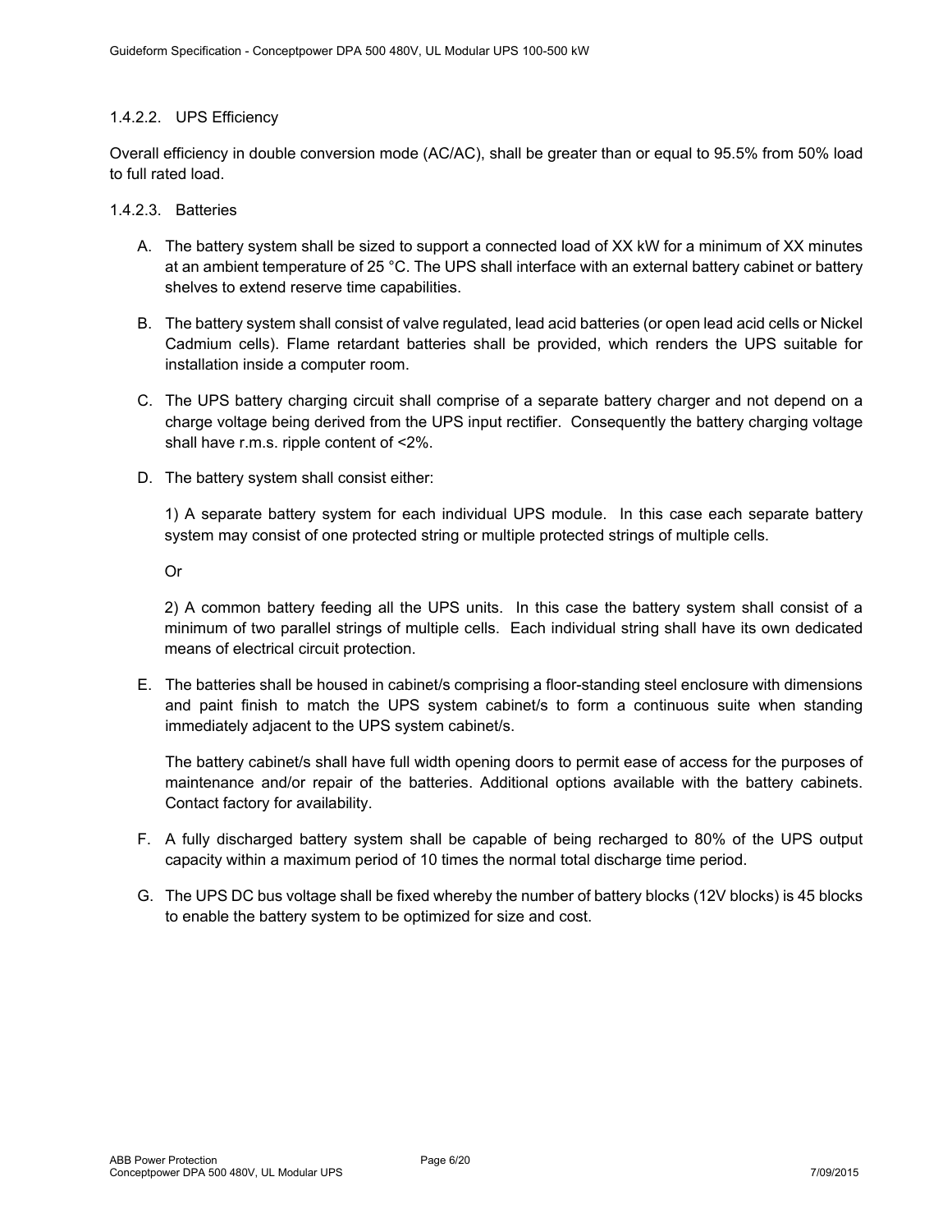#### 1.4.2.2. UPS Efficiency

Overall efficiency in double conversion mode (AC/AC), shall be greater than or equal to 95.5% from 50% load to full rated load.

#### 1.4.2.3. Batteries

A. The battery system shall be sized to support a connected load of XX kW for a minimum of XX minutes at an ambient temperature of 25 °C. The UPS shall interface with an external battery cabinet or battery shelves to extend reserve time capabilities.

B. The battery system shall consist of valve regulated, lead acid batteries (or open lead acid cells or Nickel Cadmium cells). Flame retardant batteries shall be provided, which renders the UPS suitable for installation inside a computer room.

C. The UPS battery charging circuit shall comprise of a separate battery charger and not depend on a charge voltage being derived from the UPS input rectifier. Consequently the battery charging voltage shall have r.m.s. ripple content of <2%.

D. The battery system shall consist either:

   1) A separate battery system for each individual UPS module. In this case each separate battery system may consist of one protected string or multiple protected strings of multiple cells.

   Or

   2) A common battery feeding all the UPS units. In this case the battery system shall consist of a minimum of two parallel strings of multiple cells. Each individual string shall have its own dedicated means of electrical circuit protection.

E. The batteries shall be housed in cabinet/s comprising a floor-standing steel enclosure with dimensions and paint finish to match the UPS system cabinet/s to form a continuous suite when standing immediately adjacent to the UPS system cabinet/s.

   The battery cabinet/s shall have full width opening doors to permit ease of access for the purposes of maintenance and/or repair of the batteries. Additional options available with the battery cabinets. Contact factory for availability.

F. A fully discharged battery system shall be capable of being recharged to 80% of the UPS output capacity within a maximum period of 10 times the normal total discharge time period.

G. The UPS DC bus voltage shall be fixed whereby the number of battery blocks (12V blocks) is 45 blocks to enable the battery system to be optimized for size and cost.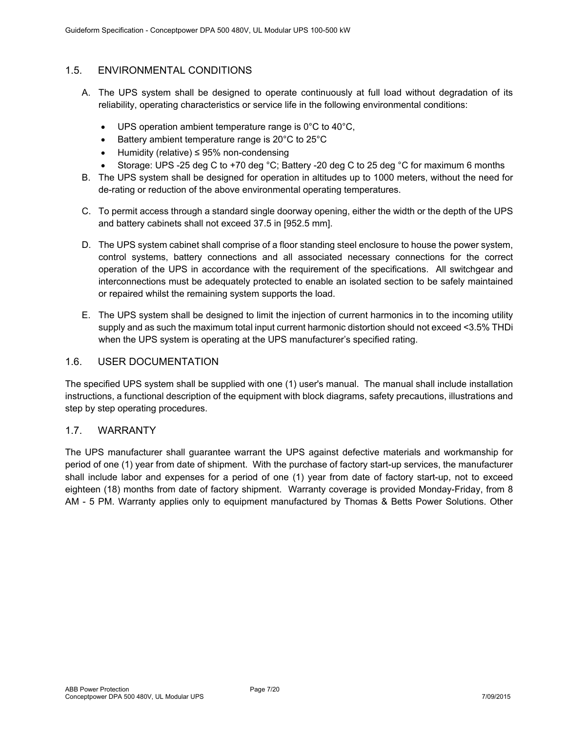## 1.5. ENVIRONMENTAL CONDITIONS

A. The UPS system shall be designed to operate continuously at full load without degradation of its reliability, operating characteristics or service life in the following environmental conditions:

- UPS operation ambient temperature range is 0°C to 40°C,
- Battery ambient temperature range is 20°C to 25°C
- Humidity (relative) ≤ 95% non-condensing
- Storage: UPS -25 deg C to +70 deg °C; Battery -20 deg C to 25 deg °C for maximum 6 months

B. The UPS system shall be designed for operation in altitudes up to 1000 meters, without the need for de-rating or reduction of the above environmental operating temperatures.

C. To permit access through a standard single doorway opening, either the width or the depth of the UPS and battery cabinets shall not exceed 37.5 in [952.5 mm].

D. The UPS system cabinet shall comprise of a floor standing steel enclosure to house the power system, control systems, battery connections and all associated necessary connections for the correct operation of the UPS in accordance with the requirement of the specifications. All switchgear and interconnections must be adequately protected to enable an isolated section to be safely maintained or repaired whilst the remaining system supports the load.

E. The UPS system shall be designed to limit the injection of current harmonics in to the incoming utility supply and as such the maximum total input current harmonic distortion should not exceed <3.5% THDi when the UPS system is operating at the UPS manufacturer's specified rating.

## 1.6. USER DOCUMENTATION

The specified UPS system shall be supplied with one (1) user's manual. The manual shall include installation instructions, a functional description of the equipment with block diagrams, safety precautions, illustrations and step by step operating procedures.

## 1.7. WARRANTY

The UPS manufacturer shall guarantee warrant the UPS against defective materials and workmanship for period of one (1) year from date of shipment. With the purchase of factory start-up services, the manufacturer shall include labor and expenses for a period of one (1) year from date of factory start-up, not to exceed eighteen (18) months from date of factory shipment. Warranty coverage is provided Monday-Friday, from 8 AM - 5 PM. Warranty applies only to equipment manufactured by Thomas & Betts Power Solutions. Other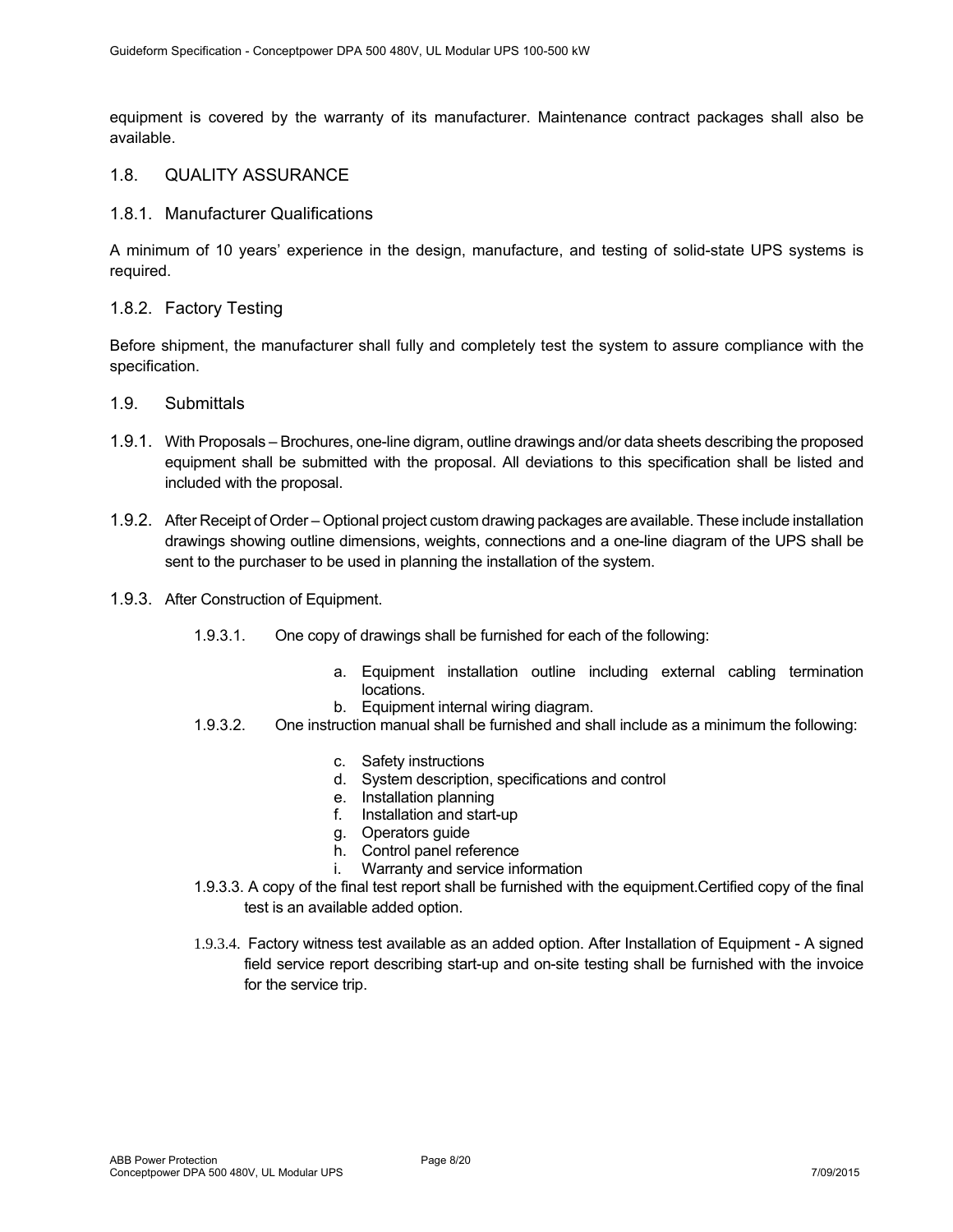equipment is covered by the warranty of its manufacturer. Maintenance contract packages shall also be available.

## 1.8. QUALITY ASSURANCE

### 1.8.1. Manufacturer Qualifications

A minimum of 10 years' experience in the design, manufacture, and testing of solid-state UPS systems is required.

### 1.8.2. Factory Testing

Before shipment, the manufacturer shall fully and completely test the system to assure compliance with the specification.

## 1.9. Submittals

1.9.1. With Proposals – Brochures, one-line digram, outline drawings and/or data sheets describing the proposed equipment shall be submitted with the proposal. All deviations to this specification shall be listed and included with the proposal.

1.9.2. After Receipt of Order – Optional project custom drawing packages are available. These include installation drawings showing outline dimensions, weights, connections and a one-line diagram of the UPS shall be sent to the purchaser to be used in planning the installation of the system.

1.9.3. After Construction of Equipment.

1.9.3.1. One copy of drawings shall be furnished for each of the following:

a. Equipment installation outline including external cabling termination locations.
b. Equipment internal wiring diagram.

1.9.3.2. One instruction manual shall be furnished and shall include as a minimum the following:

c. Safety instructions
d. System description, specifications and control
e. Installation planning
f. Installation and start-up
g. Operators guide
h. Control panel reference
i. Warranty and service information

1.9.3.3. A copy of the final test report shall be furnished with the equipment.Certified copy of the final test is an available added option.

1.9.3.4. Factory witness test available as an added option. After Installation of Equipment - A signed field service report describing start-up and on-site testing shall be furnished with the invoice for the service trip.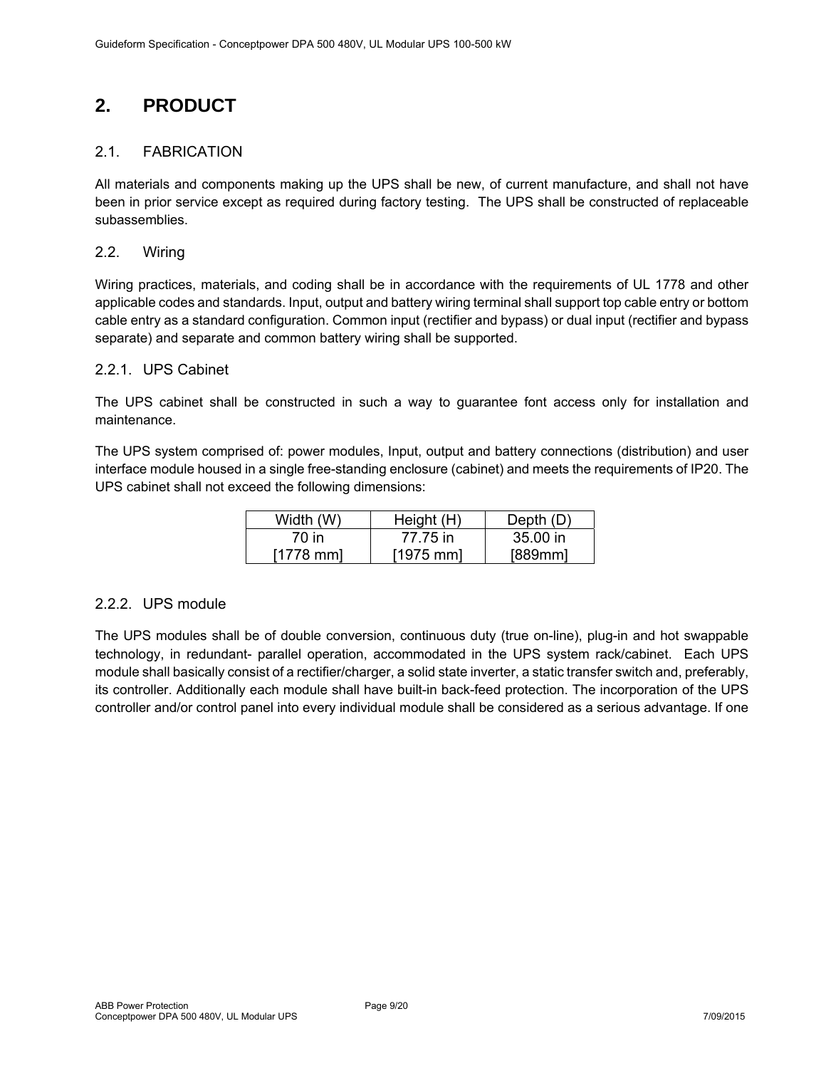# 2. PRODUCT

## 2.1. FABRICATION

All materials and components making up the UPS shall be new, of current manufacture, and shall not have been in prior service except as required during factory testing. The UPS shall be constructed of replaceable subassemblies.

## 2.2. Wiring

Wiring practices, materials, and coding shall be in accordance with the requirements of UL 1778 and other applicable codes and standards. Input, output and battery wiring terminal shall support top cable entry or bottom cable entry as a standard configuration. Common input (rectifier and bypass) or dual input (rectifier and bypass separate) and separate and common battery wiring shall be supported.

### 2.2.1. UPS Cabinet

The UPS cabinet shall be constructed in such a way to guarantee font access only for installation and maintenance.

The UPS system comprised of: power modules, Input, output and battery connections (distribution) and user interface module housed in a single free-standing enclosure (cabinet) and meets the requirements of IP20. The UPS cabinet shall not exceed the following dimensions:

| Width (W) | Height (H) | Depth (D) |
|---|---|---|
| 70 in [1778 mm] | 77.75 in [1975 mm] | 35.00 in [889mm] |

### 2.2.2. UPS module

The UPS modules shall be of double conversion, continuous duty (true on-line), plug-in and hot swappable technology, in redundant- parallel operation, accommodated in the UPS system rack/cabinet. Each UPS module shall basically consist of a rectifier/charger, a solid state inverter, a static transfer switch and, preferably, its controller. Additionally each module shall have built-in back-feed protection. The incorporation of the UPS controller and/or control panel into every individual module shall be considered as a serious advantage. If one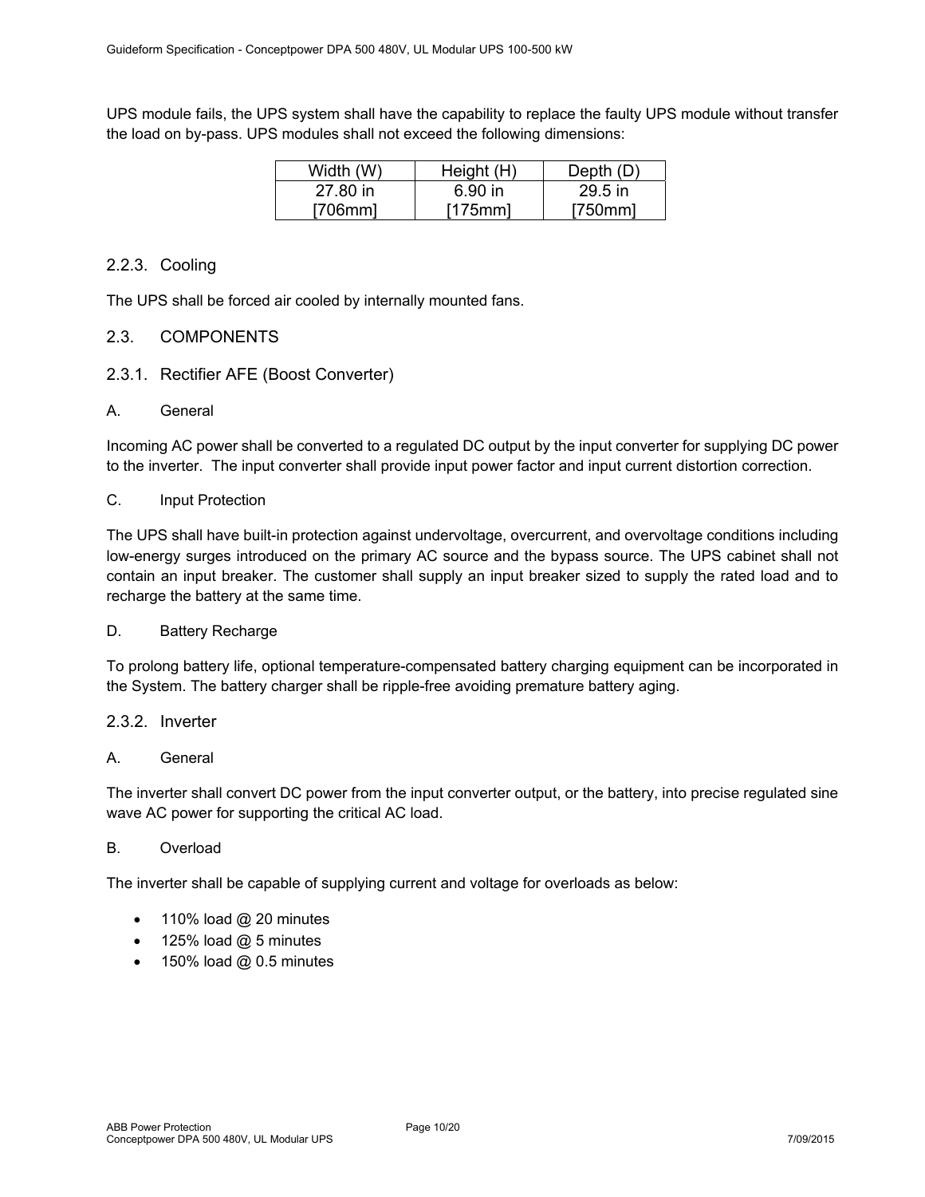UPS module fails, the UPS system shall have the capability to replace the faulty UPS module without transfer the load on by-pass. UPS modules shall not exceed the following dimensions:

| Width (W) | Height (H) | Depth (D) |
|---|---|---|
| 27.80 in [706mm] | 6.90 in [175mm] | 29.5 in [750mm] |

### 2.2.3. Cooling

The UPS shall be forced air cooled by internally mounted fans.

## 2.3. COMPONENTS

### 2.3.1. Rectifier AFE (Boost Converter)

A. General

Incoming AC power shall be converted to a regulated DC output by the input converter for supplying DC power to the inverter. The input converter shall provide input power factor and input current distortion correction.

C. Input Protection

The UPS shall have built-in protection against undervoltage, overcurrent, and overvoltage conditions including low-energy surges introduced on the primary AC source and the bypass source. The UPS cabinet shall not contain an input breaker. The customer shall supply an input breaker sized to supply the rated load and to recharge the battery at the same time.

D. Battery Recharge

To prolong battery life, optional temperature-compensated battery charging equipment can be incorporated in the System. The battery charger shall be ripple-free avoiding premature battery aging.

### 2.3.2. Inverter

A. General

The inverter shall convert DC power from the input converter output, or the battery, into precise regulated sine wave AC power for supporting the critical AC load.

B. Overload

The inverter shall be capable of supplying current and voltage for overloads as below:

- 110% load @ 20 minutes
- 125% load @ 5 minutes
- 150% load @ 0.5 minutes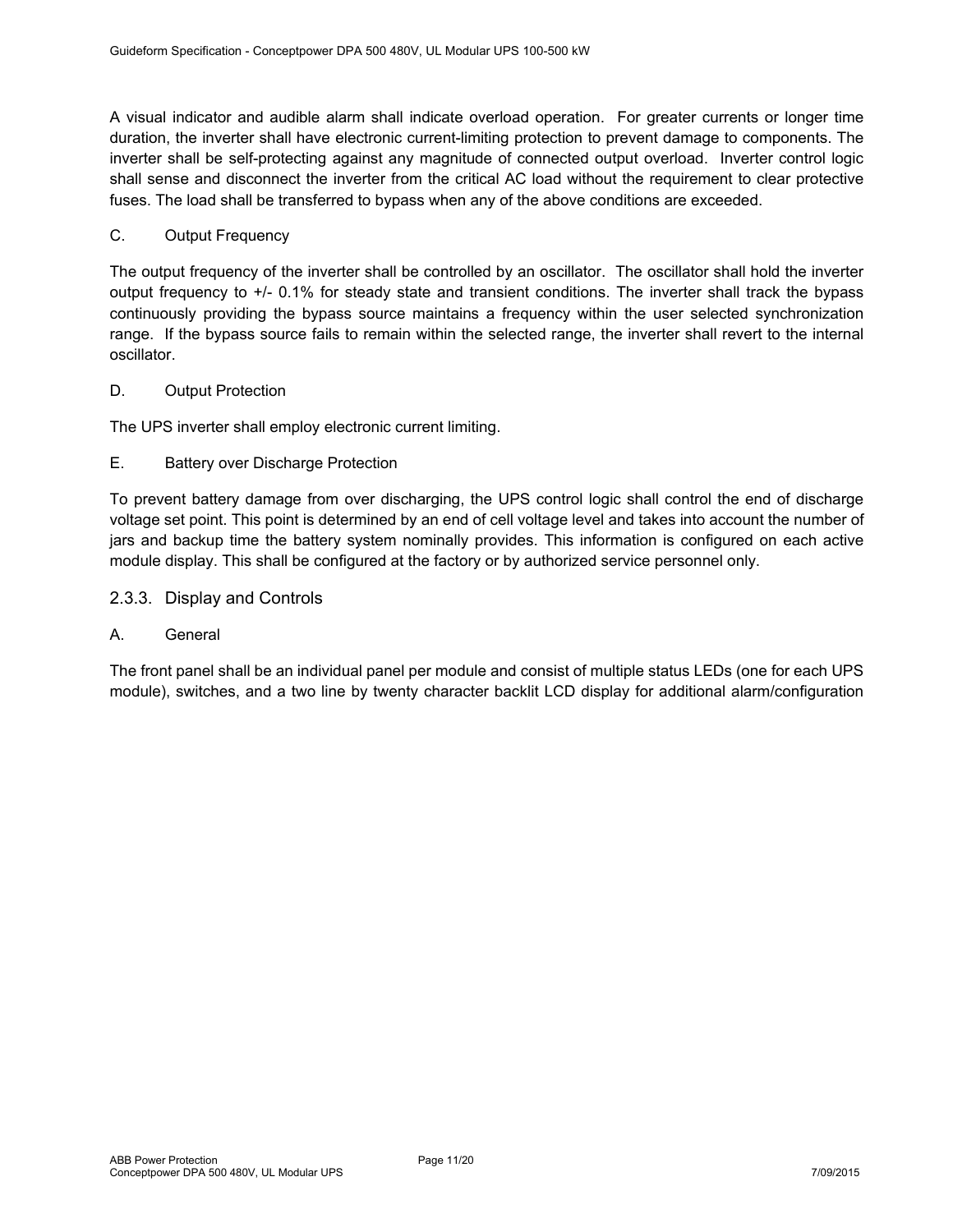A visual indicator and audible alarm shall indicate overload operation. For greater currents or longer time duration, the inverter shall have electronic current-limiting protection to prevent damage to components. The inverter shall be self-protecting against any magnitude of connected output overload. Inverter control logic shall sense and disconnect the inverter from the critical AC load without the requirement to clear protective fuses. The load shall be transferred to bypass when any of the above conditions are exceeded.

C. Output Frequency

The output frequency of the inverter shall be controlled by an oscillator. The oscillator shall hold the inverter output frequency to +/- 0.1% for steady state and transient conditions. The inverter shall track the bypass continuously providing the bypass source maintains a frequency within the user selected synchronization range. If the bypass source fails to remain within the selected range, the inverter shall revert to the internal oscillator.

D. Output Protection

The UPS inverter shall employ electronic current limiting.

E. Battery over Discharge Protection

To prevent battery damage from over discharging, the UPS control logic shall control the end of discharge voltage set point. This point is determined by an end of cell voltage level and takes into account the number of jars and backup time the battery system nominally provides. This information is configured on each active module display. This shall be configured at the factory or by authorized service personnel only.

### 2.3.3. Display and Controls

A. General

The front panel shall be an individual panel per module and consist of multiple status LEDs (one for each UPS module), switches, and a two line by twenty character backlit LCD display for additional alarm/configuration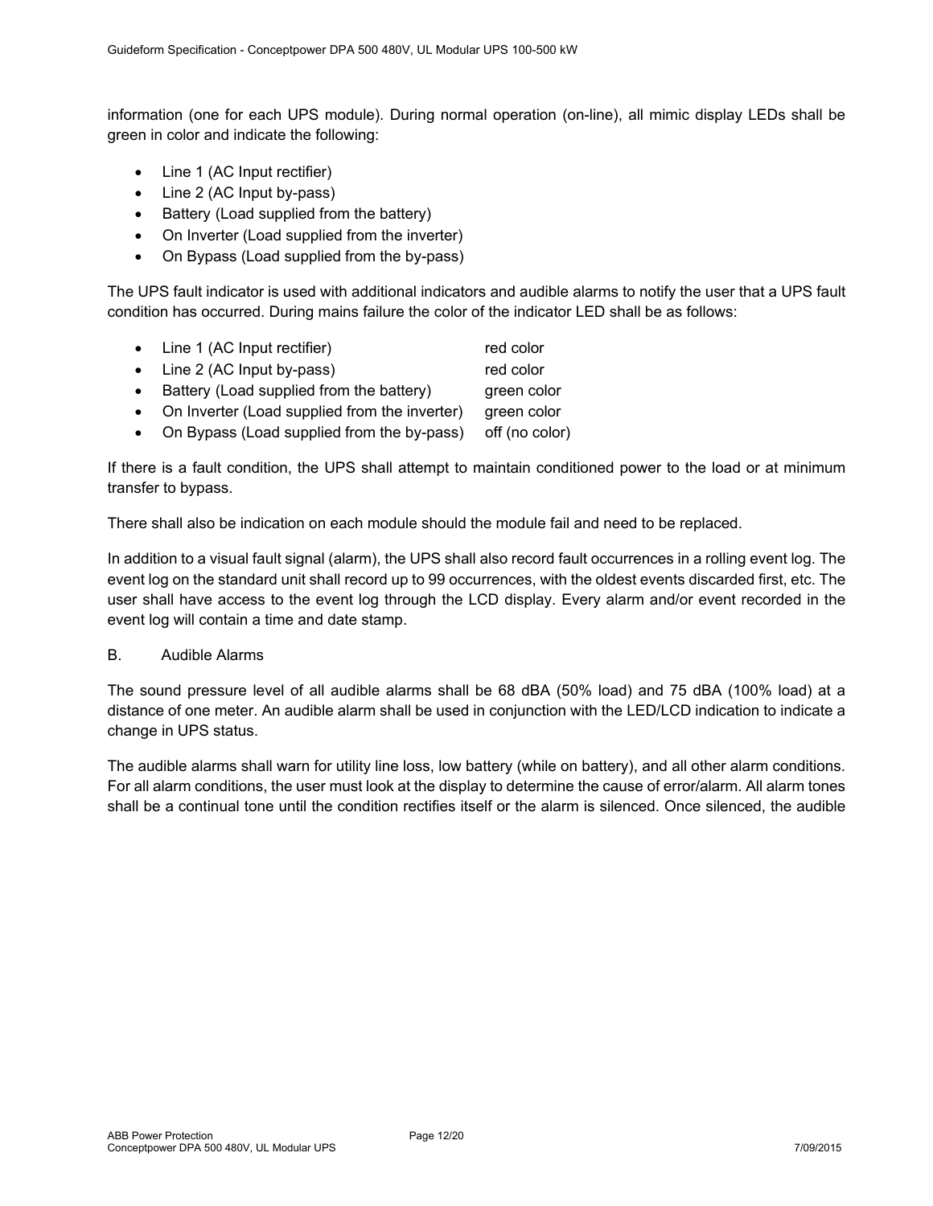information (one for each UPS module). During normal operation (on-line), all mimic display LEDs shall be green in color and indicate the following:

- Line 1 (AC Input rectifier)
- Line 2 (AC Input by-pass)
- Battery (Load supplied from the battery)
- On Inverter (Load supplied from the inverter)
- On Bypass (Load supplied from the by-pass)

The UPS fault indicator is used with additional indicators and audible alarms to notify the user that a UPS fault condition has occurred. During mains failure the color of the indicator LED shall be as follows:

- Line 1 (AC Input rectifier) red color
- Line 2 (AC Input by-pass) red color
- Battery (Load supplied from the battery) green color
- On Inverter (Load supplied from the inverter) green color
- On Bypass (Load supplied from the by-pass) off (no color)

If there is a fault condition, the UPS shall attempt to maintain conditioned power to the load or at minimum transfer to bypass.

There shall also be indication on each module should the module fail and need to be replaced.

In addition to a visual fault signal (alarm), the UPS shall also record fault occurrences in a rolling event log. The event log on the standard unit shall record up to 99 occurrences, with the oldest events discarded first, etc. The user shall have access to the event log through the LCD display. Every alarm and/or event recorded in the event log will contain a time and date stamp.

B. Audible Alarms

The sound pressure level of all audible alarms shall be 68 dBA (50% load) and 75 dBA (100% load) at a distance of one meter. An audible alarm shall be used in conjunction with the LED/LCD indication to indicate a change in UPS status.

The audible alarms shall warn for utility line loss, low battery (while on battery), and all other alarm conditions. For all alarm conditions, the user must look at the display to determine the cause of error/alarm. All alarm tones shall be a continual tone until the condition rectifies itself or the alarm is silenced. Once silenced, the audible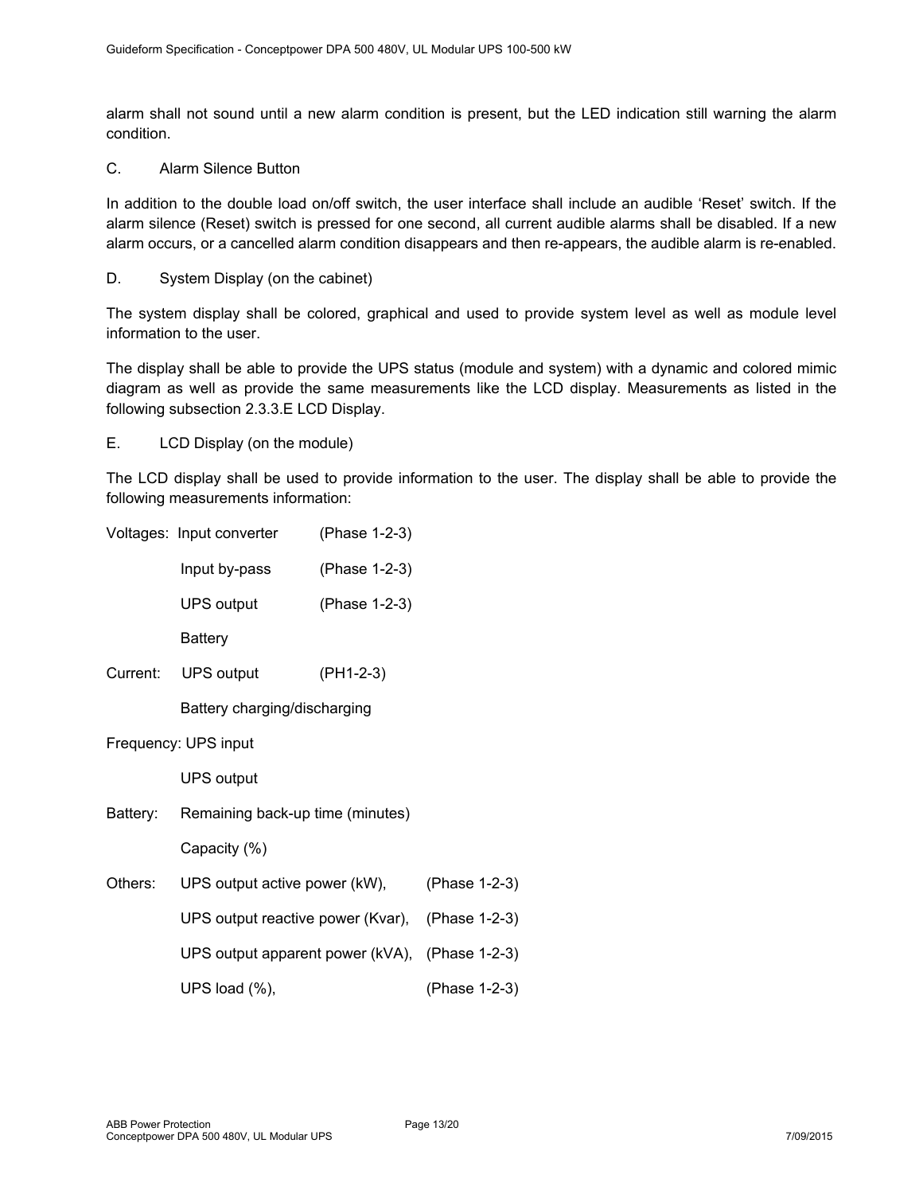alarm shall not sound until a new alarm condition is present, but the LED indication still warning the alarm condition.

C. Alarm Silence Button

In addition to the double load on/off switch, the user interface shall include an audible 'Reset' switch. If the alarm silence (Reset) switch is pressed for one second, all current audible alarms shall be disabled. If a new alarm occurs, or a cancelled alarm condition disappears and then re-appears, the audible alarm is re-enabled.

D. System Display (on the cabinet)

The system display shall be colored, graphical and used to provide system level as well as module level information to the user.

The display shall be able to provide the UPS status (module and system) with a dynamic and colored mimic diagram as well as provide the same measurements like the LCD display. Measurements as listed in the following subsection 2.3.3.E LCD Display.

E. LCD Display (on the module)

The LCD display shall be used to provide information to the user. The display shall be able to provide the following measurements information:

Voltages: Input converter (Phase 1-2-3)

Input by-pass (Phase 1-2-3)

UPS output (Phase 1-2-3)

Battery

Current: UPS output (PH1-2-3)

Battery charging/discharging

Frequency: UPS input

UPS output

Battery: Remaining back-up time (minutes)

Capacity (%)

Others: UPS output active power (kW), (Phase 1-2-3)

UPS output reactive power (Kvar), (Phase 1-2-3)

UPS output apparent power (kVA), (Phase 1-2-3)

UPS load (%), (Phase 1-2-3)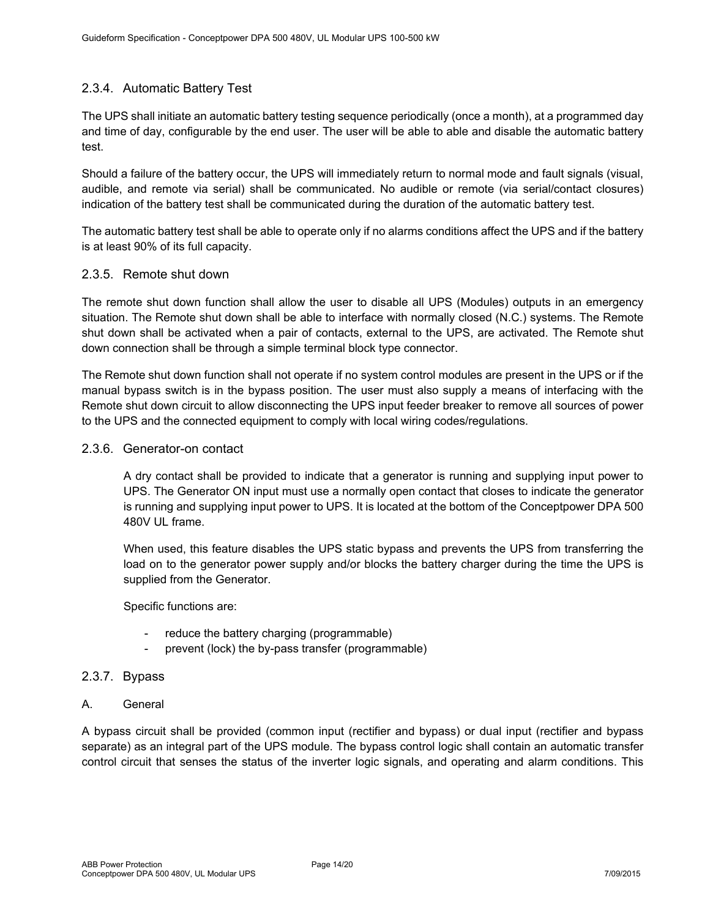### 2.3.4. Automatic Battery Test

The UPS shall initiate an automatic battery testing sequence periodically (once a month), at a programmed day and time of day, configurable by the end user. The user will be able to able and disable the automatic battery test.

Should a failure of the battery occur, the UPS will immediately return to normal mode and fault signals (visual, audible, and remote via serial) shall be communicated. No audible or remote (via serial/contact closures) indication of the battery test shall be communicated during the duration of the automatic battery test.

The automatic battery test shall be able to operate only if no alarms conditions affect the UPS and if the battery is at least 90% of its full capacity.

### 2.3.5. Remote shut down

The remote shut down function shall allow the user to disable all UPS (Modules) outputs in an emergency situation. The Remote shut down shall be able to interface with normally closed (N.C.) systems. The Remote shut down shall be activated when a pair of contacts, external to the UPS, are activated. The Remote shut down connection shall be through a simple terminal block type connector.

The Remote shut down function shall not operate if no system control modules are present in the UPS or if the manual bypass switch is in the bypass position. The user must also supply a means of interfacing with the Remote shut down circuit to allow disconnecting the UPS input feeder breaker to remove all sources of power to the UPS and the connected equipment to comply with local wiring codes/regulations.

### 2.3.6. Generator-on contact

A dry contact shall be provided to indicate that a generator is running and supplying input power to UPS. The Generator ON input must use a normally open contact that closes to indicate the generator is running and supplying input power to UPS. It is located at the bottom of the Conceptpower DPA 500 480V UL frame.

When used, this feature disables the UPS static bypass and prevents the UPS from transferring the load on to the generator power supply and/or blocks the battery charger during the time the UPS is supplied from the Generator.

Specific functions are:

- reduce the battery charging (programmable)
- prevent (lock) the by-pass transfer (programmable)

### 2.3.7. Bypass

A. General

A bypass circuit shall be provided (common input (rectifier and bypass) or dual input (rectifier and bypass separate) as an integral part of the UPS module. The bypass control logic shall contain an automatic transfer control circuit that senses the status of the inverter logic signals, and operating and alarm conditions. This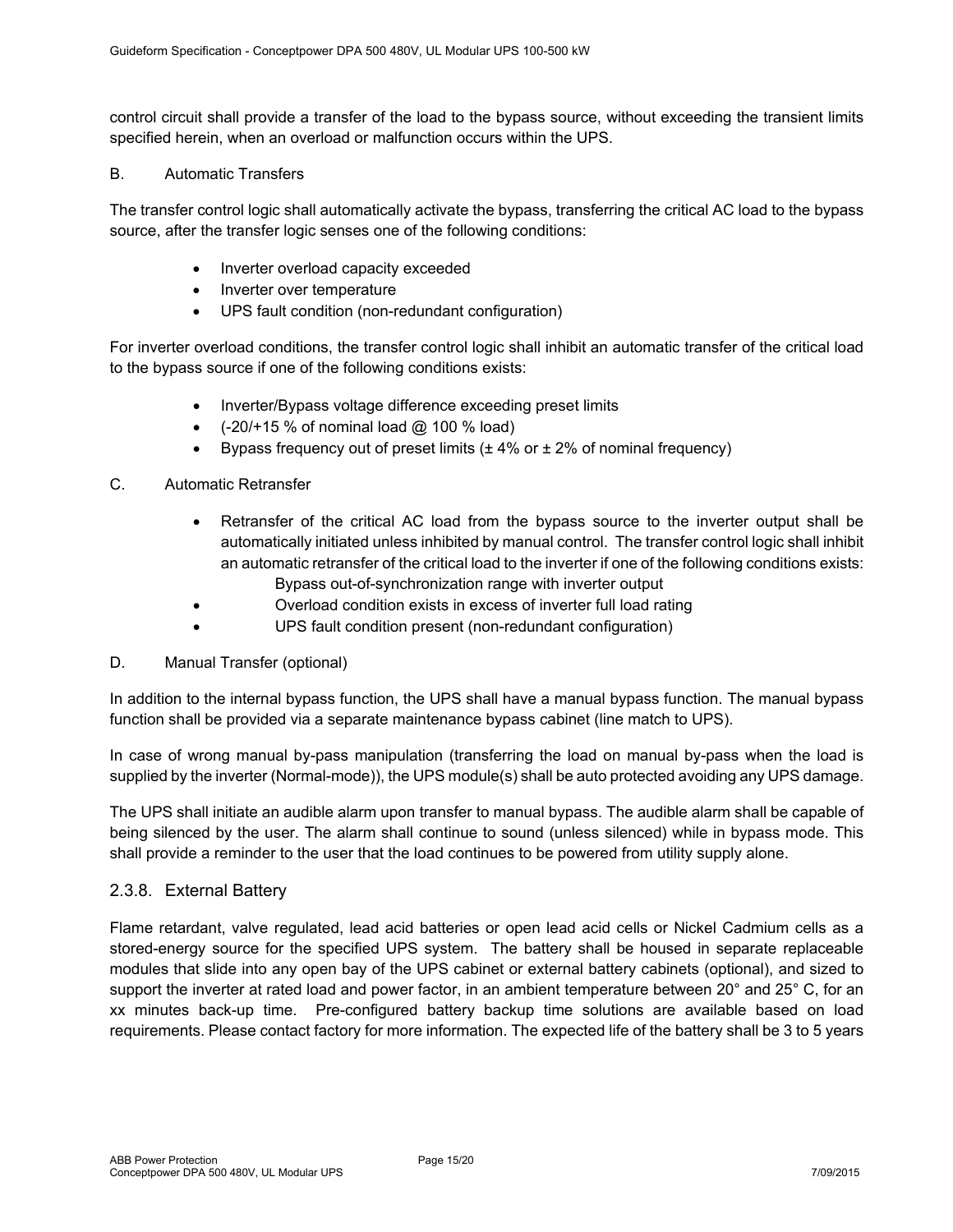control circuit shall provide a transfer of the load to the bypass source, without exceeding the transient limits specified herein, when an overload or malfunction occurs within the UPS.

B. Automatic Transfers

The transfer control logic shall automatically activate the bypass, transferring the critical AC load to the bypass source, after the transfer logic senses one of the following conditions:

- Inverter overload capacity exceeded
- Inverter over temperature
- UPS fault condition (non-redundant configuration)

For inverter overload conditions, the transfer control logic shall inhibit an automatic transfer of the critical load to the bypass source if one of the following conditions exists:

- Inverter/Bypass voltage difference exceeding preset limits
- (-20/+15 % of nominal load @ 100 % load)
- Bypass frequency out of preset limits (± 4% or ± 2% of nominal frequency)

C. Automatic Retransfer

- Retransfer of the critical AC load from the bypass source to the inverter output shall be automatically initiated unless inhibited by manual control. The transfer control logic shall inhibit an automatic retransfer of the critical load to the inverter if one of the following conditions exists:
  Bypass out-of-synchronization range with inverter output
- Overload condition exists in excess of inverter full load rating
- UPS fault condition present (non-redundant configuration)

D. Manual Transfer (optional)

In addition to the internal bypass function, the UPS shall have a manual bypass function. The manual bypass function shall be provided via a separate maintenance bypass cabinet (line match to UPS).

In case of wrong manual by-pass manipulation (transferring the load on manual by-pass when the load is supplied by the inverter (Normal-mode)), the UPS module(s) shall be auto protected avoiding any UPS damage.

The UPS shall initiate an audible alarm upon transfer to manual bypass. The audible alarm shall be capable of being silenced by the user. The alarm shall continue to sound (unless silenced) while in bypass mode. This shall provide a reminder to the user that the load continues to be powered from utility supply alone.

### 2.3.8. External Battery

Flame retardant, valve regulated, lead acid batteries or open lead acid cells or Nickel Cadmium cells as a stored-energy source for the specified UPS system. The battery shall be housed in separate replaceable modules that slide into any open bay of the UPS cabinet or external battery cabinets (optional), and sized to support the inverter at rated load and power factor, in an ambient temperature between 20° and 25° C, for an xx minutes back-up time. Pre-configured battery backup time solutions are available based on load requirements. Please contact factory for more information. The expected life of the battery shall be 3 to 5 years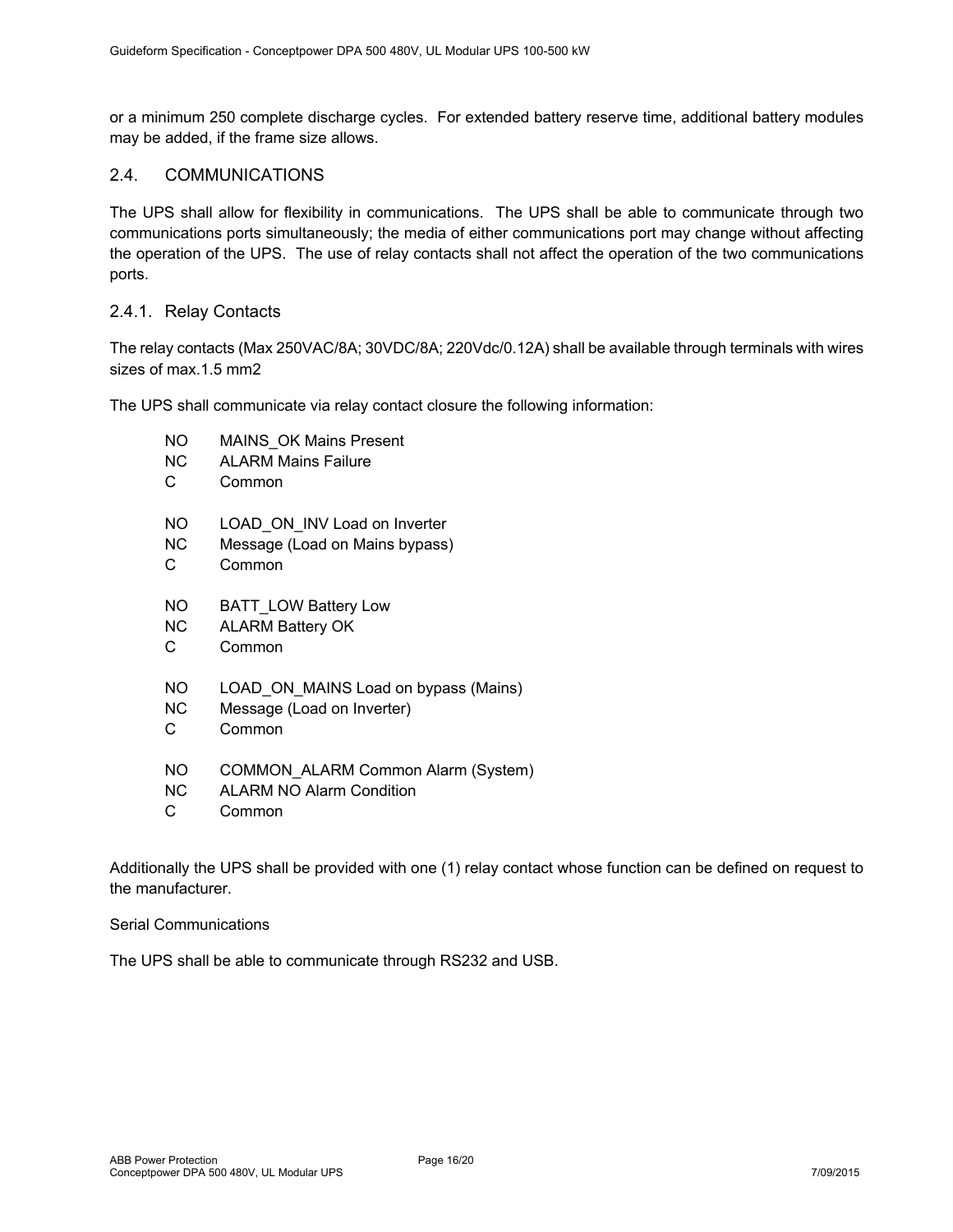or a minimum 250 complete discharge cycles.  For extended battery reserve time, additional battery modules may be added, if the frame size allows.

## 2.4. COMMUNICATIONS

The UPS shall allow for flexibility in communications.  The UPS shall be able to communicate through two communications ports simultaneously; the media of either communications port may change without affecting the operation of the UPS.  The use of relay contacts shall not affect the operation of the two communications ports.

### 2.4.1. Relay Contacts

The relay contacts (Max 250VAC/8A; 30VDC/8A; 220Vdc/0.12A) shall be available through terminals with wires sizes of max.1.5 mm2

The UPS shall communicate via relay contact closure the following information:

| | |
|---|---|
| NO | MAINS_OK Mains Present |
| NC | ALARM Mains Failure |
| C | Common |
| | |
| NO | LOAD_ON_INV Load on Inverter |
| NC | Message (Load on Mains bypass) |
| C | Common |
| | |
| NO | BATT_LOW Battery Low |
| NC | ALARM Battery OK |
| C | Common |
| | |
| NO | LOAD_ON_MAINS Load on bypass (Mains) |
| NC | Message (Load on Inverter) |
| C | Common |
| | |
| NO | COMMON_ALARM Common Alarm (System) |
| NC | ALARM NO Alarm Condition |
| C | Common |

Additionally the UPS shall be provided with one (1) relay contact whose function can be defined on request to the manufacturer.

Serial Communications

The UPS shall be able to communicate through RS232 and USB.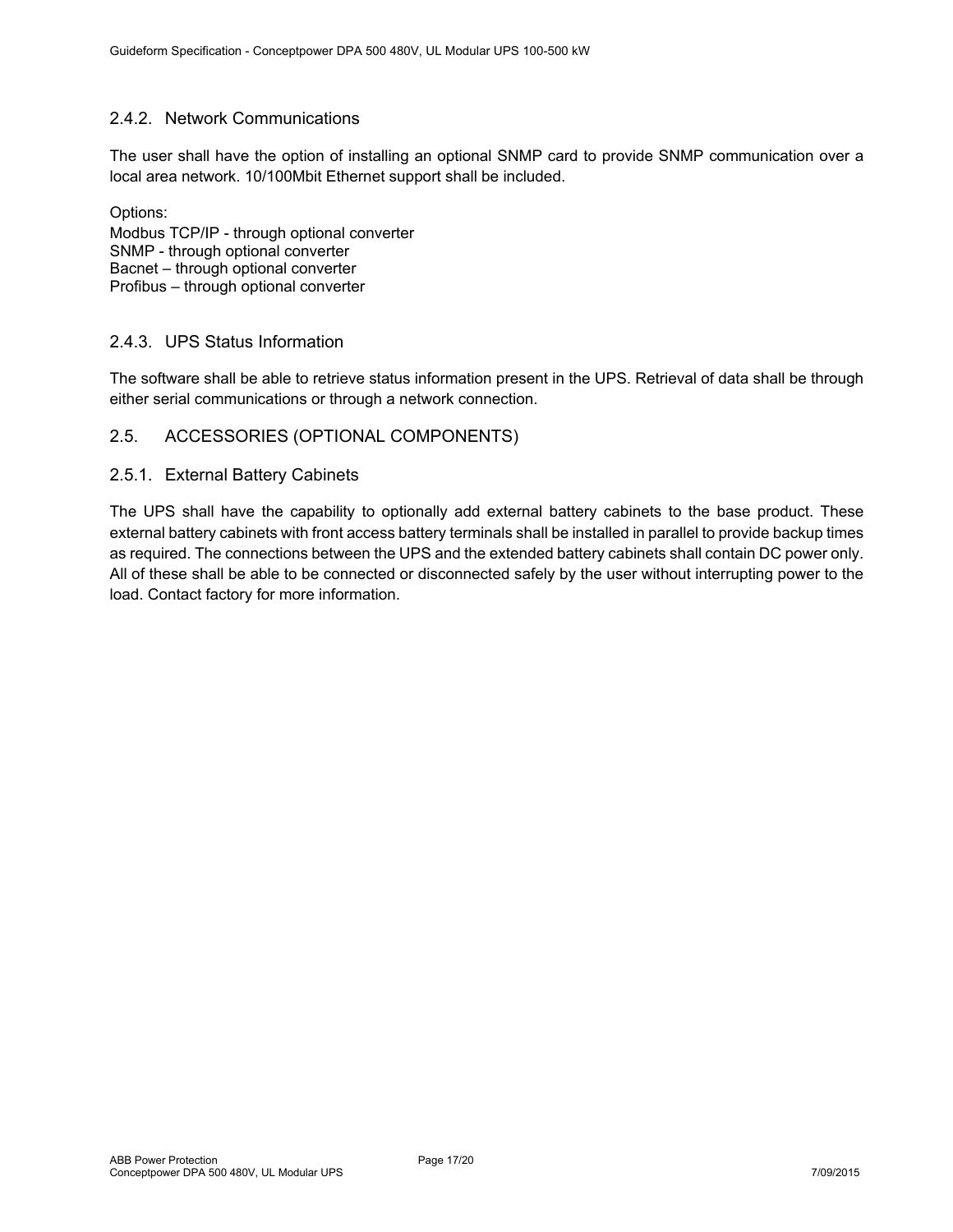### 2.4.2. Network Communications

The user shall have the option of installing an optional SNMP card to provide SNMP communication over a local area network. 10/100Mbit Ethernet support shall be included.

Options:
Modbus TCP/IP - through optional converter
SNMP - through optional converter
Bacnet – through optional converter
Profibus – through optional converter

### 2.4.3. UPS Status Information

The software shall be able to retrieve status information present in the UPS. Retrieval of data shall be through either serial communications or through a network connection.

## 2.5. ACCESSORIES (OPTIONAL COMPONENTS)

### 2.5.1. External Battery Cabinets

The UPS shall have the capability to optionally add external battery cabinets to the base product. These external battery cabinets with front access battery terminals shall be installed in parallel to provide backup times as required. The connections between the UPS and the extended battery cabinets shall contain DC power only. All of these shall be able to be connected or disconnected safely by the user without interrupting power to the load. Contact factory for more information.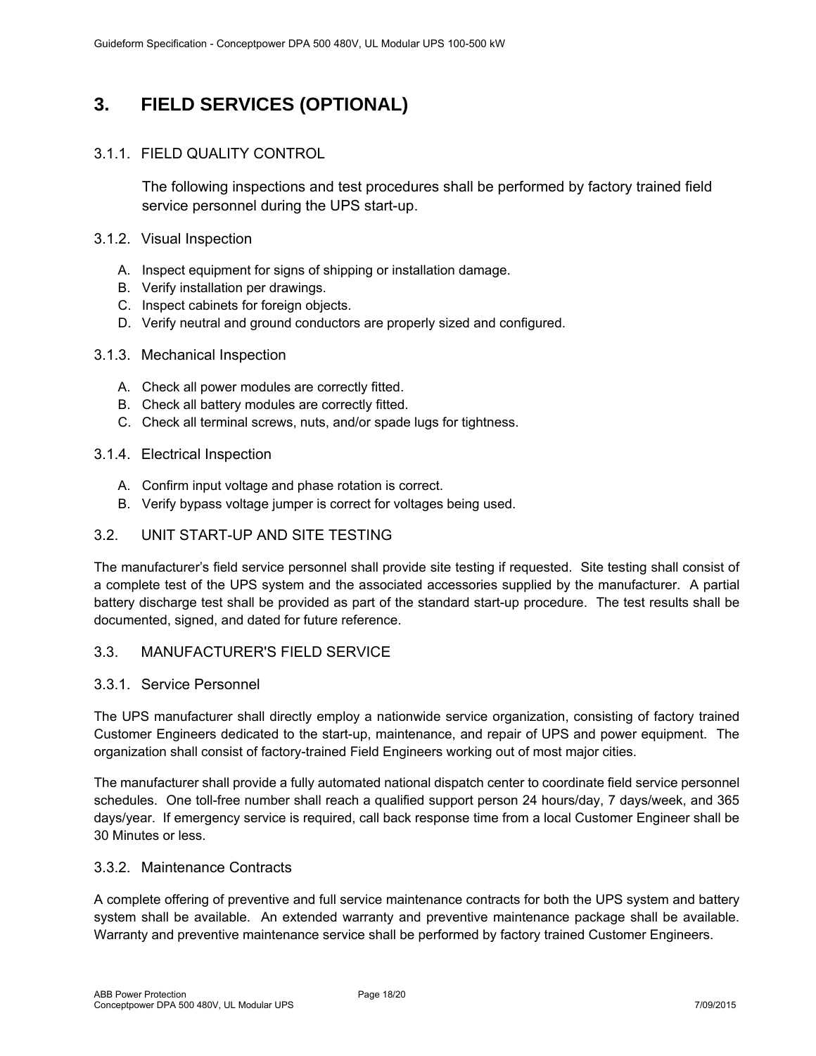# 3. FIELD SERVICES (OPTIONAL)

### 3.1.1. FIELD QUALITY CONTROL

The following inspections and test procedures shall be performed by factory trained field service personnel during the UPS start-up.

### 3.1.2. Visual Inspection

A. Inspect equipment for signs of shipping or installation damage.
B. Verify installation per drawings.
C. Inspect cabinets for foreign objects.
D. Verify neutral and ground conductors are properly sized and configured.

### 3.1.3. Mechanical Inspection

A. Check all power modules are correctly fitted.
B. Check all battery modules are correctly fitted.
C. Check all terminal screws, nuts, and/or spade lugs for tightness.

### 3.1.4. Electrical Inspection

A. Confirm input voltage and phase rotation is correct.
B. Verify bypass voltage jumper is correct for voltages being used.

## 3.2. UNIT START-UP AND SITE TESTING

The manufacturer's field service personnel shall provide site testing if requested. Site testing shall consist of a complete test of the UPS system and the associated accessories supplied by the manufacturer. A partial battery discharge test shall be provided as part of the standard start-up procedure. The test results shall be documented, signed, and dated for future reference.

## 3.3. MANUFACTURER'S FIELD SERVICE

### 3.3.1. Service Personnel

The UPS manufacturer shall directly employ a nationwide service organization, consisting of factory trained Customer Engineers dedicated to the start-up, maintenance, and repair of UPS and power equipment. The organization shall consist of factory-trained Field Engineers working out of most major cities.

The manufacturer shall provide a fully automated national dispatch center to coordinate field service personnel schedules. One toll-free number shall reach a qualified support person 24 hours/day, 7 days/week, and 365 days/year. If emergency service is required, call back response time from a local Customer Engineer shall be 30 Minutes or less.

### 3.3.2. Maintenance Contracts

A complete offering of preventive and full service maintenance contracts for both the UPS system and battery system shall be available. An extended warranty and preventive maintenance package shall be available. Warranty and preventive maintenance service shall be performed by factory trained Customer Engineers.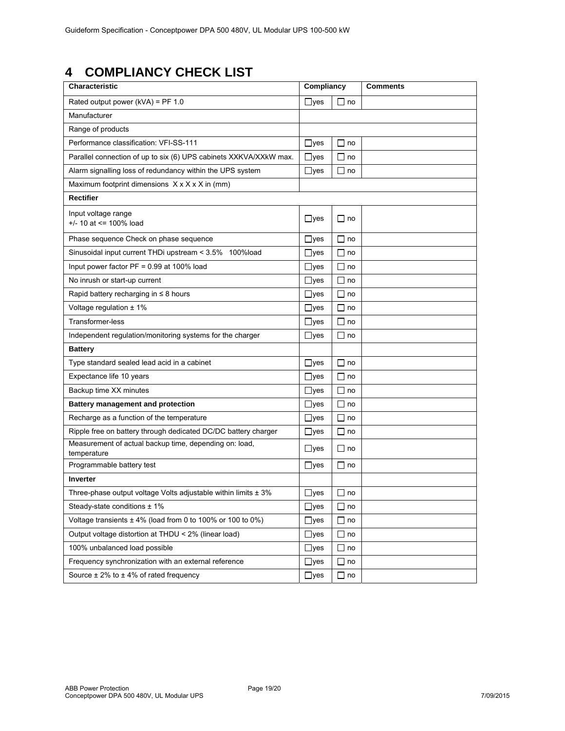# 4 COMPLIANCY CHECK LIST

| Characteristic | Compliancy | | Comments |
|---|---|---|---|
| Rated output power (kVA) = PF 1.0 | ☐yes | ☐ no | |
| Manufacturer | | | |
| Range of products | | | |
| Performance classification: VFI-SS-111 | ☐yes | ☐ no | |
| Parallel connection of up to six (6) UPS cabinets XXKVA/XXkW max. | ☐yes | ☐ no | |
| Alarm signalling loss of redundancy within the UPS system | ☐yes | ☐ no | |
| Maximum footprint dimensions X x X x X in (mm) | | | |
| **Rectifier** | | | |
| Input voltage range<br>+/- 10 at <= 100% load | ☐yes | ☐ no | |
| Phase sequence Check on phase sequence | ☐yes | ☐ no | |
| Sinusoidal input current THDi upstream < 3.5% 100%load | ☐yes | ☐ no | |
| Input power factor PF = 0.99 at 100% load | ☐yes | ☐ no | |
| No inrush or start-up current | ☐yes | ☐ no | |
| Rapid battery recharging in ≤ 8 hours | ☐yes | ☐ no | |
| Voltage regulation ± 1% | ☐yes | ☐ no | |
| Transformer-less | ☐yes | ☐ no | |
| Independent regulation/monitoring systems for the charger | ☐yes | ☐ no | |
| **Battery** | | | |
| Type standard sealed lead acid in a cabinet | ☐yes | ☐ no | |
| Expectance life 10 years | ☐yes | ☐ no | |
| Backup time XX minutes | ☐yes | ☐ no | |
| **Battery management and protection** | ☐yes | ☐ no | |
| Recharge as a function of the temperature | ☐yes | ☐ no | |
| Ripple free on battery through dedicated DC/DC battery charger | ☐yes | ☐ no | |
| Measurement of actual backup time, depending on: load, temperature | ☐yes | ☐ no | |
| Programmable battery test | ☐yes | ☐ no | |
| **Inverter** | | | |
| Three-phase output voltage Volts adjustable within limits ± 3% | ☐yes | ☐ no | |
| Steady-state conditions ± 1% | ☐yes | ☐ no | |
| Voltage transients ± 4% (load from 0 to 100% or 100 to 0%) | ☐yes | ☐ no | |
| Output voltage distortion at THDU < 2% (linear load) | ☐yes | ☐ no | |
| 100% unbalanced load possible | ☐yes | ☐ no | |
| Frequency synchronization with an external reference | ☐yes | ☐ no | |
| Source ± 2% to ± 4% of rated frequency | ☐yes | ☐ no | |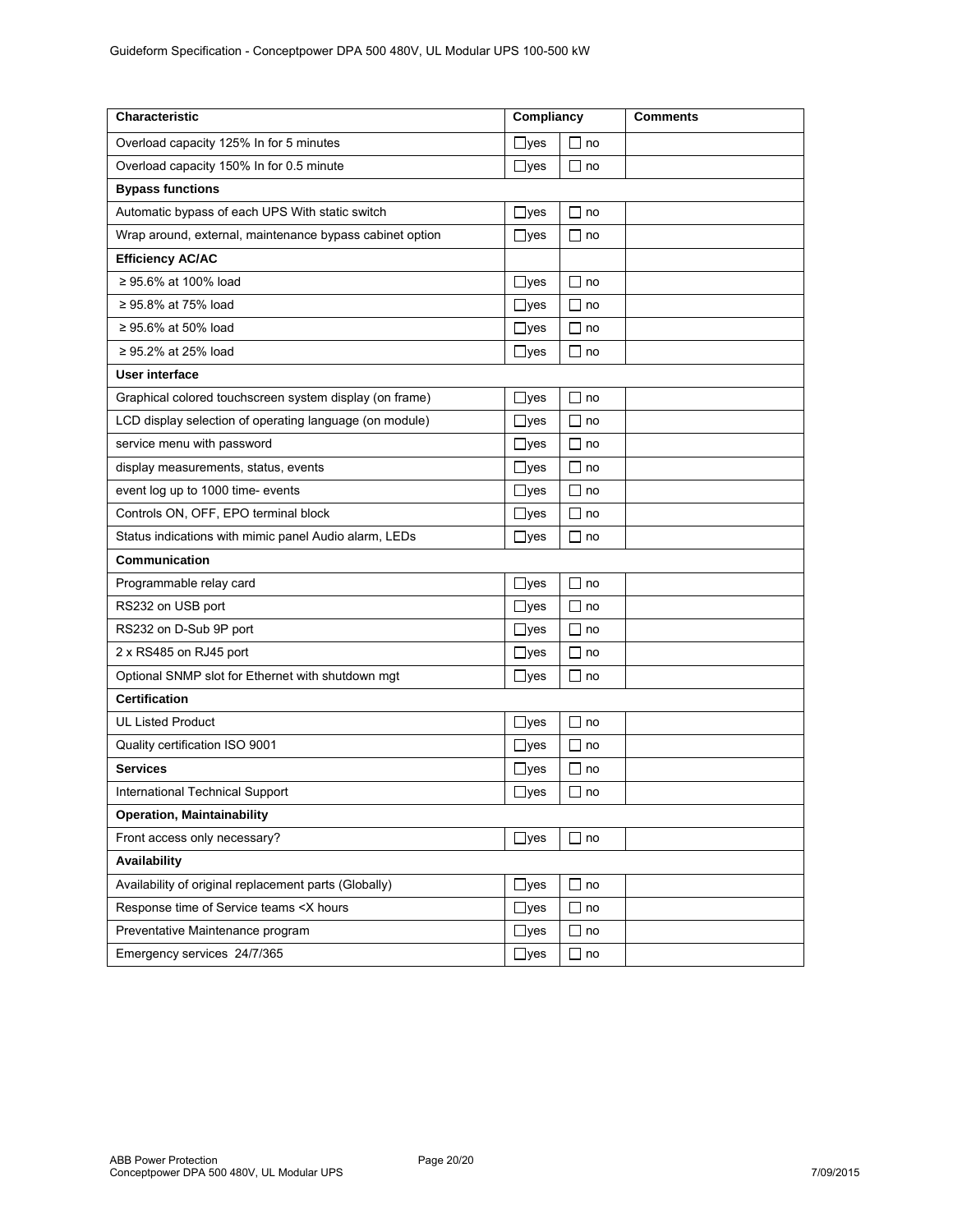| Characteristic | Compliancy | | Comments |
|---|---|---|---|
| Overload capacity 125% In for 5 minutes | ☐yes | ☐ no | |
| Overload capacity 150% In for 0.5 minute | ☐yes | ☐ no | |
| **Bypass functions** | | | |
| Automatic bypass of each UPS With static switch | ☐yes | ☐ no | |
| Wrap around, external, maintenance bypass cabinet option | ☐yes | ☐ no | |
| **Efficiency AC/AC** | | | |
| ≥ 95.6% at 100% load | ☐yes | ☐ no | |
| ≥ 95.8% at 75% load | ☐yes | ☐ no | |
| ≥ 95.6% at 50% load | ☐yes | ☐ no | |
| ≥ 95.2% at 25% load | ☐yes | ☐ no | |
| **User interface** | | | |
| Graphical colored touchscreen system display (on frame) | ☐yes | ☐ no | |
| LCD display selection of operating language (on module) | ☐yes | ☐ no | |
| service menu with password | ☐yes | ☐ no | |
| display measurements, status, events | ☐yes | ☐ no | |
| event log up to 1000 time- events | ☐yes | ☐ no | |
| Controls ON, OFF, EPO terminal block | ☐yes | ☐ no | |
| Status indications with mimic panel Audio alarm, LEDs | ☐yes | ☐ no | |
| **Communication** | | | |
| Programmable relay card | ☐yes | ☐ no | |
| RS232 on USB port | ☐yes | ☐ no | |
| RS232 on D-Sub 9P port | ☐yes | ☐ no | |
| 2 x RS485 on RJ45 port | ☐yes | ☐ no | |
| Optional SNMP slot for Ethernet with shutdown mgt | ☐yes | ☐ no | |
| **Certification** | | | |
| UL Listed Product | ☐yes | ☐ no | |
| Quality certification ISO 9001 | ☐yes | ☐ no | |
| **Services** | ☐yes | ☐ no | |
| International Technical Support | ☐yes | ☐ no | |
| **Operation, Maintainability** | | | |
| Front access only necessary? | ☐yes | ☐ no | |
| **Availability** | | | |
| Availability of original replacement parts (Globally) | ☐yes | ☐ no | |
| Response time of Service teams <X hours | ☐yes | ☐ no | |
| Preventative Maintenance program | ☐yes | ☐ no | |
| Emergency services 24/7/365 | ☐yes | ☐ no | |